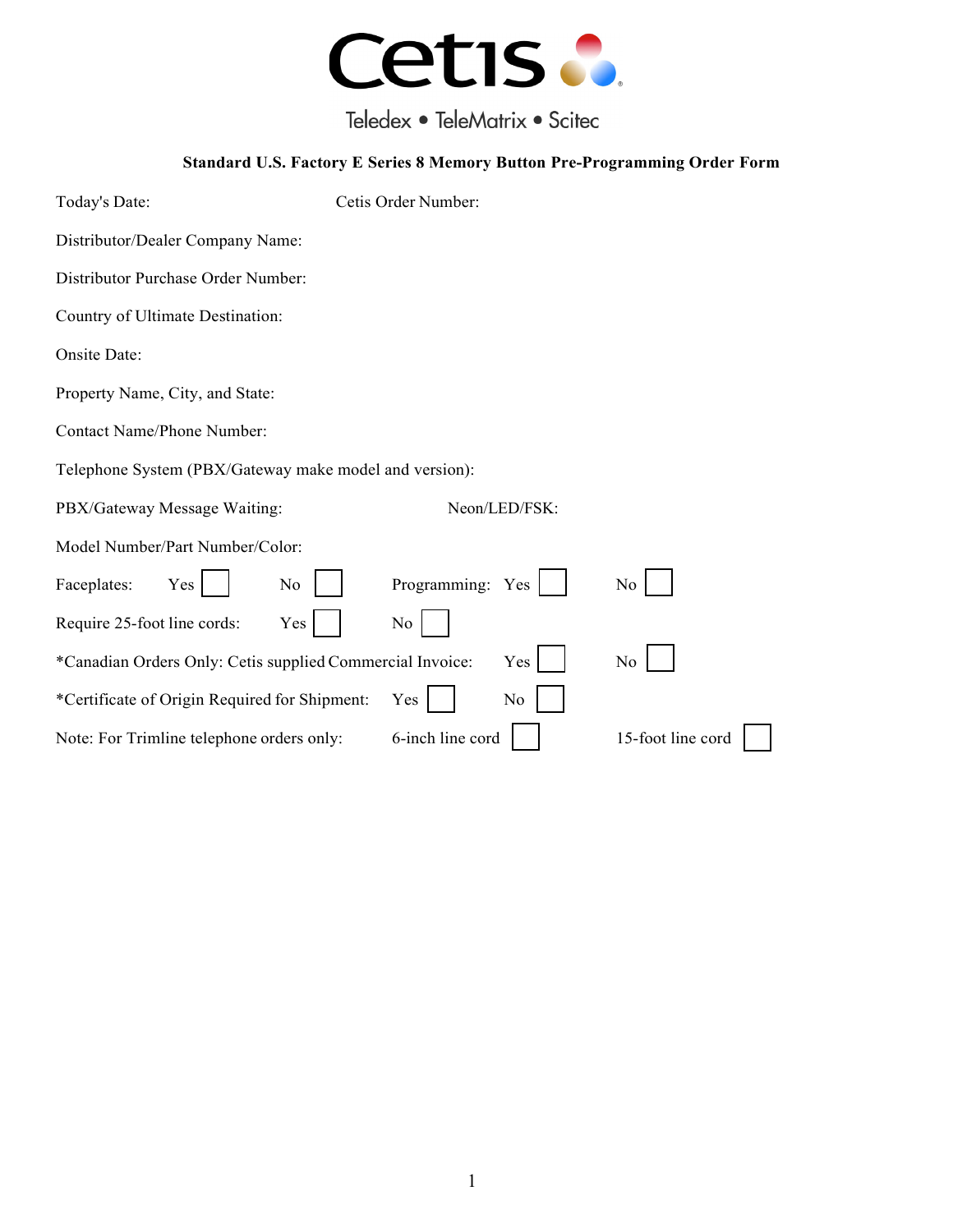# Cetis

Teledex • TeleMatrix • Scitec

**Standard U.S. Factory E Series 8 Memory Button Pre-Programming Order Form**

Today's Date: Cetis Order Number:

Distributor/Dealer Company Name:

Distributor Purchase Order Number:

Country of Ultimate Destination:

Onsite Date:

Property Name, City, and State:

Contact Name/Phone Number:

Telephone System (PBX/Gateway make model and version):

PBX/Gateway Message Waiting: Neon/LED/FSK:

Model Number/Part Number/Color:

Faceplates: Yes ☐ No ☐ Programming: Yes ☐ No ☐

Require 25-foot line cords: Yes ☐ No ☐

*Canadian Orders Only: Cetis supplied Commercial Invoice: Yes ☐ No ☐

*Certificate of Origin Required for Shipment: Yes ☐ No ☐

Note: For Trimline telephone orders only: 6-inch line cord ☐ 15-foot line cord ☐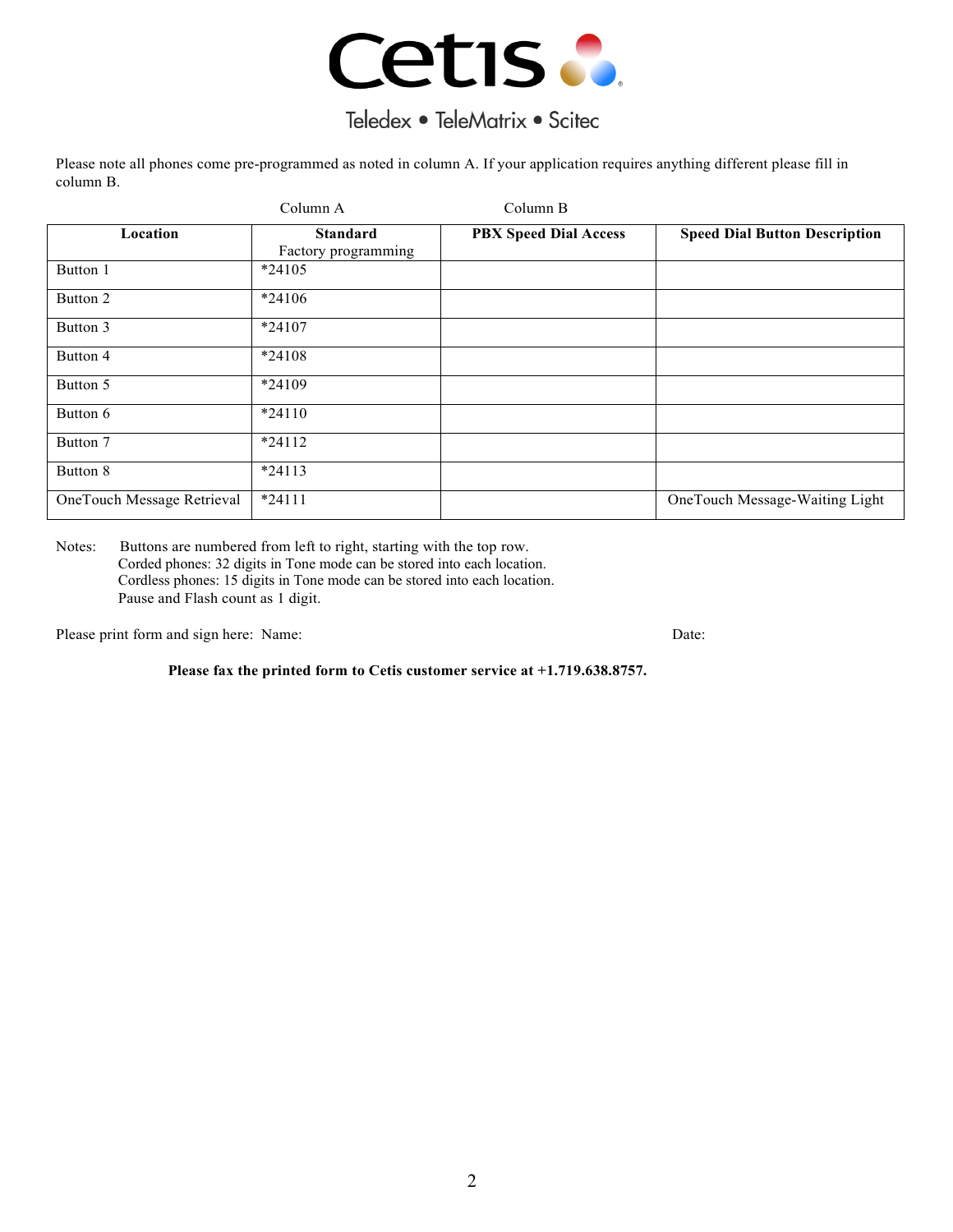# Cetis

Teledex • TeleMatrix • Scitec

Please note all phones come pre-programmed as noted in column A. If your application requires anything different please fill in column B.

| Location | Column A<br>**Standard**<br>Factory programming | Column B<br>**PBX Speed Dial Access** | **Speed Dial Button Description** |
|---|---|---|---|
| Button 1 | *24105 | | |
| Button 2 | *24106 | | |
| Button 3 | *24107 | | |
| Button 4 | *24108 | | |
| Button 5 | *24109 | | |
| Button 6 | *24110 | | |
| Button 7 | *24112 | | |
| Button 8 | *24113 | | |
| OneTouch Message Retrieval | *24111 | | OneTouch Message-Waiting Light |

Notes: Buttons are numbered from left to right, starting with the top row.
Corded phones: 32 digits in Tone mode can be stored into each location.
Cordless phones: 15 digits in Tone mode can be stored into each location.
Pause and Flash count as 1 digit.

Please print form and sign here: Name: Date:

**Please fax the printed form to Cetis customer service at +1.719.638.8757.**